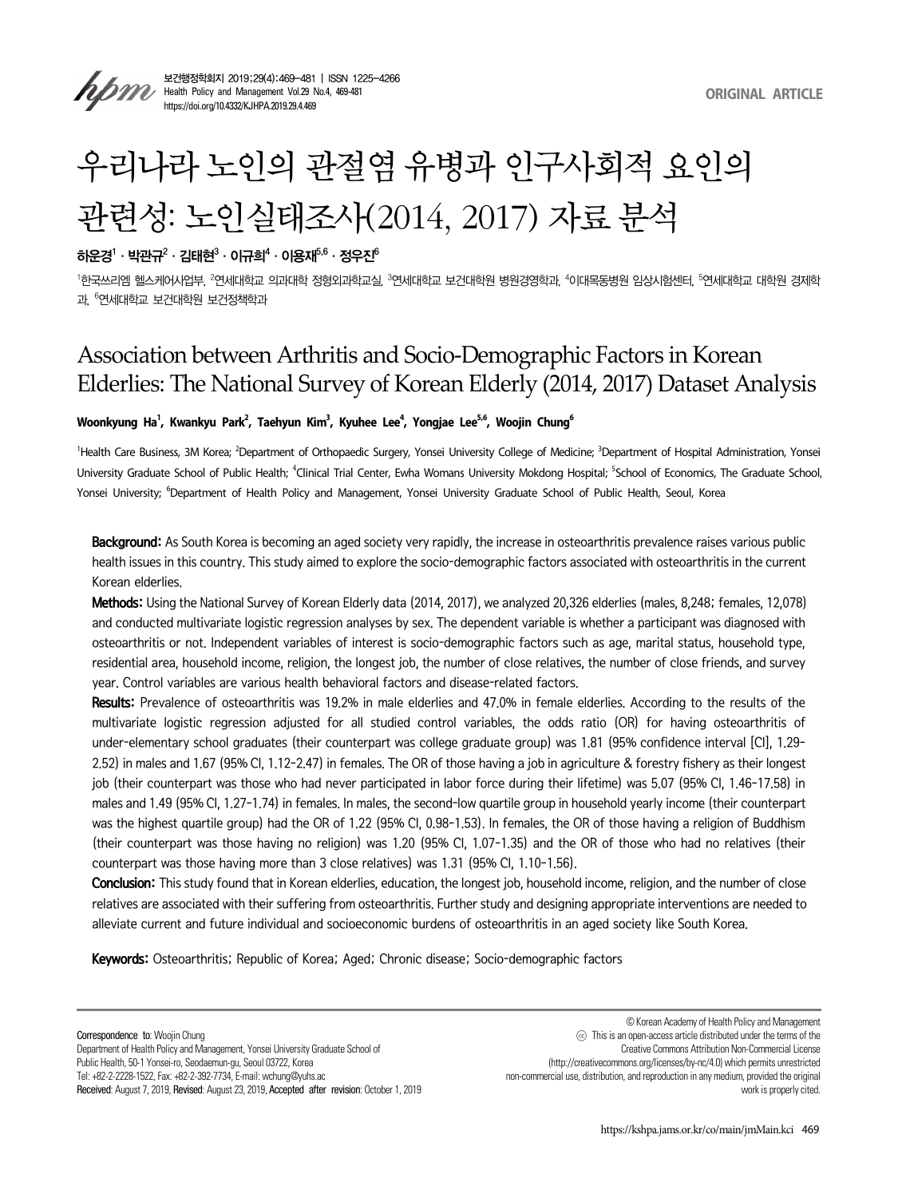# 우리나라 노인의 관절염 유병과 인구사회적 요인의 관련성: 노인실태조사(2014, 2017) 자료 분석

**하운경[1] · 박관규[2] · 김태현[3] · 이규희[4] · 이용재[5,6] · 정우진[6]**

[1]한국쓰리엠 헬스케어사업부, [2]연세대학교 의과대학 정형외과학교실, [3]연세대학교 보건대학원 병원경영학과, [4]이대목동병원 임상시험센터, [5]연세대학교 대학원 경제학과, [6]연세대학교 보건대학원 보건정책학과

# Association between Arthritis and Socio-Demographic Factors in Korean Elderlies: The National Survey of Korean Elderly (2014, 2017) Dataset Analysis

**Woonkyung Ha[1], Kwankyu Park[2], Taehyun Kim[3], Kyuhee Lee[4], Yongjae Lee[5,6], Woojin Chung[6]**

[1]Health Care Business, 3M Korea; [2]Department of Orthopaedic Surgery, Yonsei University College of Medicine; [3]Department of Hospital Administration, Yonsei University Graduate School of Public Health; [4]Clinical Trial Center, Ewha Womans University Mokdong Hospital; [5]School of Economics, The Graduate School, Yonsei University; [6]Department of Health Policy and Management, Yonsei University Graduate School of Public Health, Seoul, Korea

**Background:** As South Korea is becoming an aged society very rapidly, the increase in osteoarthritis prevalence raises various public health issues in this country. This study aimed to explore the socio-demographic factors associated with osteoarthritis in the current Korean elderlies.

**Methods:** Using the National Survey of Korean Elderly data (2014, 2017), we analyzed 20,326 elderlies (males, 8,248; females, 12,078) and conducted multivariate logistic regression analyses by sex. The dependent variable is whether a participant was diagnosed with osteoarthritis or not. Independent variables of interest is socio-demographic factors such as age, marital status, household type, residential area, household income, religion, the longest job, the number of close relatives, the number of close friends, and survey year. Control variables are various health behavioral factors and disease-related factors.

**Results:** Prevalence of osteoarthritis was 19.2% in male elderlies and 47.0% in female elderlies. According to the results of the multivariate logistic regression adjusted for all studied control variables, the odds ratio (OR) for having osteoarthritis of under-elementary school graduates (their counterpart was college graduate group) was 1.81 (95% confidence interval [CI], 1.29-2.52) in males and 1.67 (95% CI, 1.12-2.47) in females. The OR of those having a job in agriculture & forestry fishery as their longest job (their counterpart was those who had never participated in labor force during their lifetime) was 5.07 (95% CI, 1.46-17.58) in males and 1.49 (95% CI, 1.27-1.74) in females. In males, the second-low quartile group in household yearly income (their counterpart was the highest quartile group) had the OR of 1.22 (95% CI, 0.98-1.53). In females, the OR of those having a religion of Buddhism (their counterpart was those having no religion) was 1.20 (95% CI, 1.07-1.35) and the OR of those who had no relatives (their counterpart was those having more than 3 close relatives) was 1.31 (95% CI, 1.10-1.56).

**Conclusion:** This study found that in Korean elderlies, education, the longest job, household income, religion, and the number of close relatives are associated with their suffering from osteoarthritis. Further study and designing appropriate interventions are needed to alleviate current and future individual and socioeconomic burdens of osteoarthritis in an aged society like South Korea.

**Keywords:** Osteoarthritis; Republic of Korea; Aged; Chronic disease; Socio-demographic factors

**Correspondence to**: Woojin Chung
Department of Health Policy and Management, Yonsei University Graduate School of Public Health, 50-1 Yonsei-ro, Seodaemun-gu, Seoul 03722, Korea
Tel: +82-2-2228-1522, Fax: +82-2-392-7734, E-mail: wchung@yuhs.ac
**Received**: August 7, 2019, **Revised**: August 23, 2019, **Accepted after revision**: October 1, 2019

© Korean Academy of Health Policy and Management
This is an open-access article distributed under the terms of the Creative Commons Attribution Non-Commercial License (http://creativecommons.org/licenses/by-nc/4.0) which permits unrestricted non-commercial use, distribution, and reproduction in any medium, provided the original work is properly cited.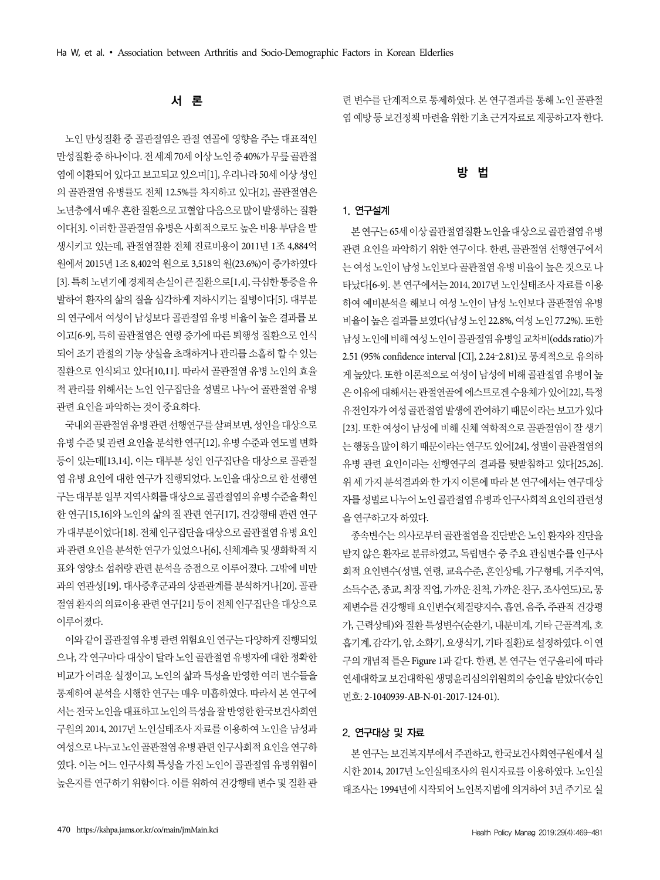## 서 론

노인 만성질환 중 골관절염은 관절 연골에 영향을 주는 대표적인 만성질환 중 하나이다. 전 세계 70세 이상 노인 중 40%가 무릎 골관절염에 이환되어 있다고 보고되고 있으며[1], 우리나라 50세 이상 성인의 골관절염 유병률도 전체 12.5%를 차지하고 있다[2]. 골관절염은 노년층에서 매우 흔한 질환으로 고혈압 다음으로 많이 발생하는 질환이다[3]. 이러한 골관절염 유병은 사회적으로도 높은 비용 부담을 발생시키고 있는데, 관절염질환 전체 진료비용이 2011년 1조 4,884억 원에서 2015년 1조 8,402억 원으로 3,518억 원(23.6%)이 증가하였다[3]. 특히 노년기에 경제적 손실이 큰 질환으로[1,4], 극심한 통증을 유발하여 환자의 삶의 질을 심각하게 저하시키는 질병이다[5]. 대부분의 연구에서 여성이 남성보다 골관절염 유병 비율이 높은 결과를 보이고[6-9], 특히 골관절염은 연령 증가에 따른 퇴행성 질환으로 인식되어 조기 관절의 기능 상실을 초래하거나 관리를 소홀히 할 수 있는 질환으로 인식되고 있다[10,11]. 따라서 골관절염 유병 노인의 효율적 관리를 위해서는 노인 인구집단을 성별로 나누어 골관절염 유병 관련 요인을 파악하는 것이 중요하다.

국내외 골관절염 유병 관련 선행연구를 살펴보면, 성인을 대상으로 유병 수준 및 관련 요인을 분석한 연구[12], 유병 수준과 연도별 변화 등이 있는데[13,14], 이는 대부분 성인 인구집단을 대상으로 골관절염 유병 요인에 대한 연구가 진행되었다. 노인을 대상으로 한 선행연구는 대부분 일부 지역사회를 대상으로 골관절염의 유병 수준을 확인한 연구[15,16]와 노인의 삶의 질 관련 연구[17], 건강행태 관련 연구가 대부분이었다[18]. 전체 인구집단을 대상으로 골관절염 유병 요인과 관련 요인을 분석한 연구가 있었으나[6], 신체계측 및 생화학적 지표와 영양소 섭취량 관련 분석을 중점으로 이루어졌다. 그밖에 비만과의 연관성[19], 대사증후군과의 상관관계를 분석하거나[20], 골관절염 환자의 의료이용 관련 연구[21] 등이 전체 인구집단을 대상으로 이루어졌다.

이와 같이 골관절염 유병 관련 위험요인 연구는 다양하게 진행되었으나, 각 연구마다 대상이 달라 노인 골관절염 유병자에 대한 정확한 비교가 어려운 실정이고, 노인의 삶과 특성을 반영한 여러 변수들을 통제하여 분석을 시행한 연구는 매우 미흡하였다. 따라서 본 연구에서는 전국 노인을 대표하고 노인의 특성을 잘 반영한 한국보건사회연구원의 2014, 2017년 노인실태조사 자료를 이용하여 노인을 남성과 여성으로 나누고 노인 골관절염 유병 관련 인구사회적 요인을 연구하였다. 이는 어느 인구사회 특성을 가진 노인이 골관절염 유병위험이 높은지를 연구하기 위함이다. 이를 위하여 건강행태 변수 및 질환 관련 변수를 단계적으로 통제하였다. 본 연구결과를 통해 노인 골관절염 예방 등 보건정책 마련을 위한 기초 근거자료로 제공하고자 한다.

## 방 법

### 1. 연구설계

본 연구는 65세 이상 골관절염질환 노인을 대상으로 골관절염 유병 관련 요인을 파악하기 위한 연구이다. 한편, 골관절염 선행연구에서는 여성 노인이 남성 노인보다 골관절염 유병 비율이 높은 것으로 나타났다[6-9]. 본 연구에서는 2014, 2017년 노인실태조사 자료를 이용하여 예비분석을 해보니 여성 노인이 남성 노인보다 골관절염 유병 비율이 높은 결과를 보였다(남성 노인 22.8%, 여성 노인 77.2%). 또한 남성 노인에 비해 여성 노인이 골관절염 유병일 교차비(odds ratio)가 2.51 (95% confidence interval [CI], 2.24–2.81)로 통계적으로 유의하게 높았다. 또한 이론적으로 여성이 남성에 비해 골관절염 유병이 높은 이유에 대해서는 관절연골에 에스트로겐 수용체가 있어[22], 특정 유전인자가 여성 골관절염 발생에 관여하기 때문이라는 보고가 있다[23]. 또한 여성이 남성에 비해 신체 역학적으로 골관절염이 잘 생기는 행동을 많이 하기 때문이라는 연구도 있어[24], 성별이 골관절염의 유병 관련 요인이라는 선행연구의 결과를 뒷받침하고 있다[25,26]. 위 세 가지 분석결과와 한 가지 이론에 따라 본 연구에서는 연구대상자를 성별로 나누어 노인 골관절염 유병과 인구사회적 요인의 관련성을 연구하고자 하였다.

종속변수는 의사로부터 골관절염을 진단받은 노인 환자와 진단을 받지 않은 환자로 분류하였고, 독립변수 중 주요 관심변수를 인구사회적 요인변수(성별, 연령, 교육수준, 혼인상태, 가구형태, 거주지역, 소득수준, 종교, 최장 직업, 가까운 친척, 가까운 친구, 조사연도)로, 통제변수를 건강행태 요인변수(체질량지수, 흡연, 음주, 주관적 건강평가, 근력상태)와 질환 특성변수(순환기, 내분비계, 기타 근골격계, 호흡기계, 감각기, 암, 소화기, 요생식기, 기타 질환)로 설정하였다. 이 연구의 개념적 틀은 Figure 1과 같다. 한편, 본 연구는 연구윤리에 따라 연세대학교 보건대학원 생명윤리심의위원회의 승인을 받았다(승인번호: 2-1040939-AB-N-01-2017-124-01).

### 2. 연구대상 및 자료

본 연구는 보건복지부에서 주관하고, 한국보건사회연구원에서 실시한 2014, 2017년 노인실태조사의 원시자료를 이용하였다. 노인실태조사는 1994년에 시작되어 노인복지법에 의거하여 3년 주기로 실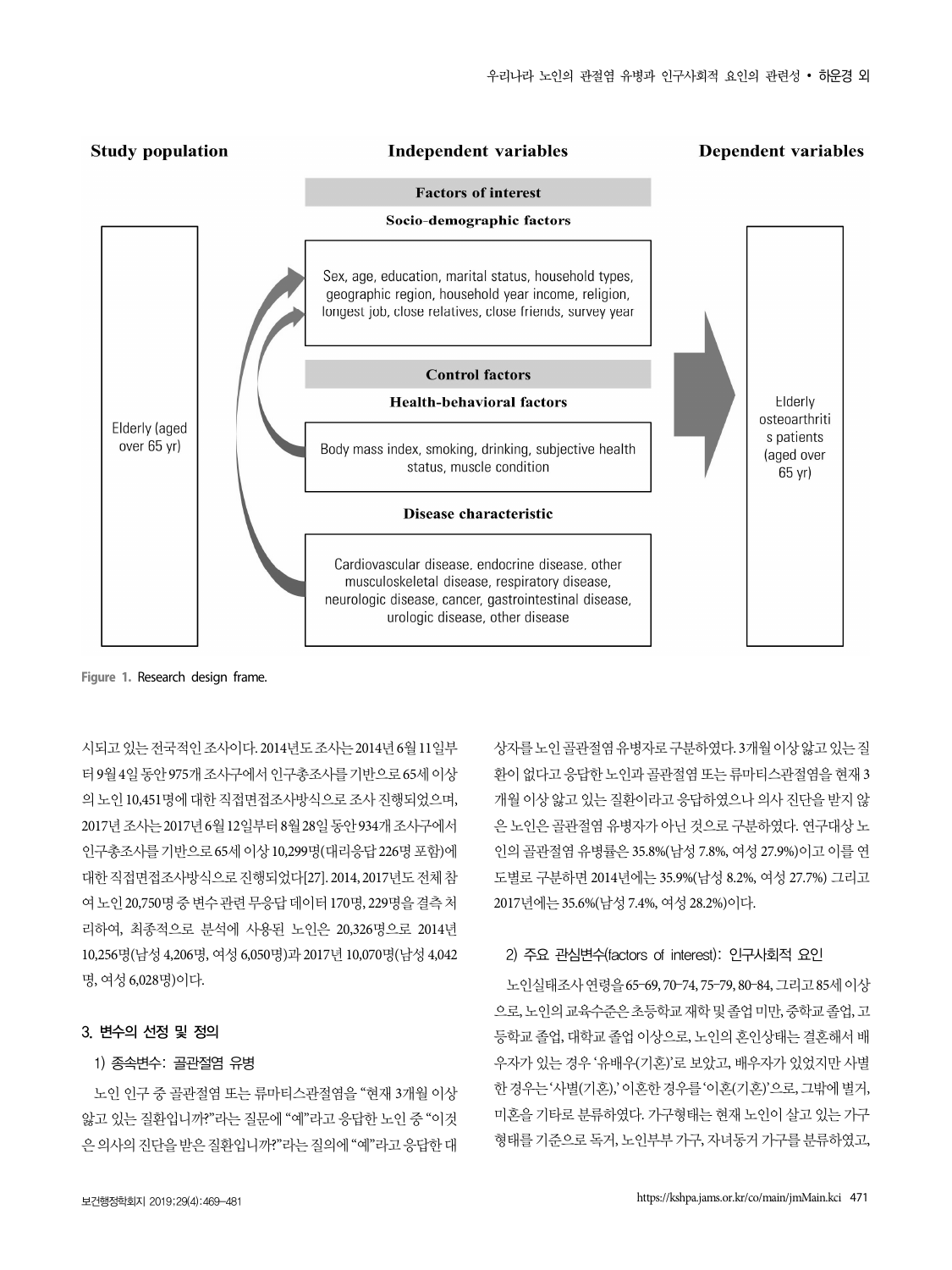Study population | Independent variables | Dependent variables

Factors of interest

**Socio-demographic factors**

Sex, age, education, marital status, household types, geographic region, household year income, religion, longest job, close relatives, close friends, survey year

Control factors

**Health-behavioral factors**

Body mass index, smoking, drinking, subjective health status, muscle condition

**Disease characteristic**

Cardiovascular disease, endocrine disease, other musculoskeletal disease, respiratory disease, neurologic disease, cancer, gastrointestinal disease, urologic disease, other disease

Elderly (aged over 65 yr)

Elderly osteoarthritis patients (aged over 65 yr)

Figure 1. Research design frame.

시되고 있는 전국적인 조사이다. 2014년도 조사는 2014년 6월 11일부터 9월 4일 동안 975개 조사구에서 인구총조사를 기반으로 65세 이상의 노인 10,451명에 대한 직접면접조사방식으로 조사 진행되었으며, 2017년 조사는 2017년 6월 12일부터 8월 28일 동안 934개 조사구에서 인구총조사를 기반으로 65세 이상 10,299명(대리응답 226명 포함)에 대한 직접면접조사방식으로 진행되었다[27]. 2014, 2017년도 전체 참여 노인 20,750명 중 변수 관련 무응답 데이터 170명, 229명을 결측 처리하여, 최종적으로 분석에 사용된 노인은 20,326명으로 2014년 10,256명(남성 4,206명, 여성 6,050명)과 2017년 10,070명(남성 4,042명, 여성 6,028명)이다.

## 3. 변수의 선정 및 정의

### 1) 종속변수: 골관절염 유병

노인 인구 중 골관절염 또는 류마티스관절염을 "현재 3개월 이상 앓고 있는 질환입니까?"라는 질문에 "예"라고 응답한 노인 중 "이것은 의사의 진단을 받은 질환입니까?"라는 질의에 "예"라고 응답한 대상자를 노인 골관절염 유병자로 구분하였다. 3개월 이상 앓고 있는 질환이 없다고 응답한 노인과 골관절염 또는 류마티스관절염을 현재 3개월 이상 앓고 있는 질환이라고 응답하였으나 의사 진단을 받지 않은 노인은 골관절염 유병자가 아닌 것으로 구분하였다. 연구대상 노인의 골관절염 유병률은 35.8%(남성 7.8%, 여성 27.9%)이고 이를 연도별로 구분하면 2014년에는 35.9%(남성 8.2%, 여성 27.7%) 그리고 2017년에는 35.6%(남성 7.4%, 여성 28.2%)이다.

### 2) 주요 관심변수(factors of interest): 인구사회적 요인

노인실태조사 연령을 65–69, 70–74, 75–79, 80–84, 그리고 85세 이상으로, 노인의 교육수준은 초등학교 재학 및 졸업 미만, 중학교 졸업, 고등학교 졸업, 대학교 졸업 이상으로, 노인의 혼인상태는 결혼해서 배우자가 있는 경우 '유배우(기혼)'로 보았고, 배우자가 있었지만 사별한 경우는 '사별(기혼),' 이혼한 경우를 '이혼(기혼)'으로, 그밖에 별거, 미혼을 기타로 분류하였다. 가구형태는 현재 노인이 살고 있는 가구형태를 기준으로 독거, 노인부부 가구, 자녀동거 가구를 분류하였고,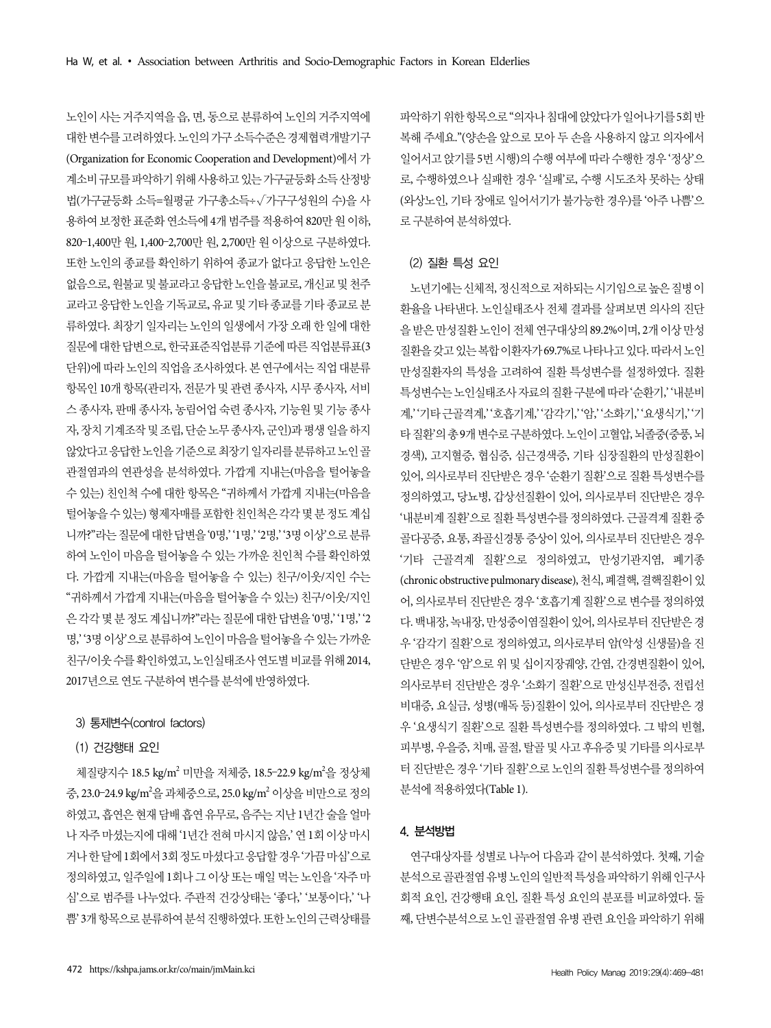노인이 사는 거주지역을 읍, 면, 동으로 분류하여 노인의 거주지역에 대한 변수를 고려하였다. 노인의 가구 소득수준은 경제협력개발기구(Organization for Economic Cooperation and Development)에서 가계소비 규모를 파악하기 위해 사용하고 있는 가구균등화 소득 산정방법(가구균등화 소득=월평균 가구총소득÷√가구구성원의 수)을 사용하여 보정한 표준화 연소득에 4개 범주를 적용하여 820만 원 이하, 820–1,400만 원, 1,400–2,700만 원, 2,700만 원 이상으로 구분하였다. 또한 노인의 종교를 확인하기 위하여 종교가 없다고 응답한 노인은 없음으로, 원불교 및 불교라고 응답한 노인을 불교로, 개신교 및 천주교라고 응답한 노인을 기독교로, 유교 및 기타 종교를 기타 종교로 분류하였다. 최장기 일자리는 노인의 일생에서 가장 오래 한 일에 대한 질문에 대한 답변으로, 한국표준직업분류 기준에 따른 직업분류표(3단위)에 따라 노인의 직업을 조사하였다. 본 연구에서는 직업 대분류 항목인 10개 항목(관리자, 전문가 및 관련 종사자, 사무 종사자, 서비스 종사자, 판매 종사자, 농림어업 숙련 종사자, 기능원 및 기능 종사자, 장치 기계조작 및 조립, 단순 노무 종사자, 군인)과 평생 일을 하지 않았다고 응답한 노인을 기준으로 최장기 일자리를 분류하고 노인 골관절염과의 연관성을 분석하였다. 가깝게 지내는(마음을 털어놓을 수 있는) 친인척 수에 대한 항목은 "귀하께서 가깝게 지내는(마음을 털어놓을 수 있는) 형제자매를 포함한 친인척은 각각 몇 분 정도 계십니까?"라는 질문에 대한 답변을 '0명,' '1명,' '2명,' '3명 이상'으로 분류하여 노인이 마음을 털어놓을 수 있는 가까운 친인척 수를 확인하였다. 가깝게 지내는(마음을 털어놓을 수 있는) 친구/이웃/지인 수는 "귀하께서 가깝게 지내는(마음을 털어놓을 수 있는) 친구/이웃/지인은 각각 몇 분 정도 계십니까?"라는 질문에 대한 답변을 '0명,' '1명,' '2명,' '3명 이상'으로 분류하여 노인이 마음을 털어놓을 수 있는 가까운 친구/이웃 수를 확인하였고, 노인실태조사 연도별 비교를 위해 2014, 2017년으로 연도 구분하여 변수를 분석에 반영하였다.

### 3) 통제변수(control factors)

#### (1) 건강행태 요인

체질량지수 18.5 kg/m$^2$ 미만을 저체중, 18.5–22.9 kg/m$^2$을 정상체중, 23.0–24.9 kg/m$^2$을 과체중으로, 25.0 kg/m$^2$ 이상을 비만으로 정의하였고, 흡연은 현재 담배 흡연 유무로, 음주는 지난 1년간 술을 얼마나 자주 마셨는지에 대해 '1년간 전혀 마시지 않음,' 연 1회 이상 마시거나 한 달에 1회에서 3회 정도 마셨다고 응답할 경우 '가끔 마심'으로 정의하였고, 일주일에 1회나 그 이상 또는 매일 먹는 노인을 '자주 마심'으로 범주를 나누었다. 주관적 건강상태는 '좋다,' '보통이다,' '나쁨' 3개 항목으로 분류하여 분석 진행하였다. 또한 노인의 근력상태를 파악하기 위한 항목으로 "의자나 침대에 앉았다가 일어나기를 5회 반복해 주세요."(양손을 앞으로 모아 두 손을 사용하지 않고 의자에서 일어서고 앉기를 5번 시행)의 수행 여부에 따라 수행한 경우 '정상'으로, 수행하였으나 실패한 경우 '실패'로, 수행 시도조차 못하는 상태(와상노인, 기타 장애로 일어서기가 불가능한 경우)를 '아주 나쁨'으로 구분하여 분석하였다.

#### (2) 질환 특성 요인

노년기에는 신체적, 정신적으로 저하되는 시기임으로 높은 질병 이환율을 나타낸다. 노인실태조사 전체 결과를 살펴보면 의사의 진단을 받은 만성질환 노인이 전체 연구대상의 89.2%이며, 2개 이상 만성질환을 갖고 있는 복합 이환자가 69.7%로 나타나고 있다. 따라서 노인 만성질환자의 특성을 고려하여 질환 특성변수를 설정하였다. 질환 특성변수는 노인실태조사 자료의 질환 구분에 따라 '순환기,' '내분비계,' '기타 근골격계,' '호흡기계,' '감각기,' '암,' '소화기,' '요생식기,' '기타 질환'의 총 9개 변수로 구분하였다. 노인이 고혈압, 뇌졸중(중풍, 뇌경색), 고지혈증, 협심증, 심근경색증, 기타 심장질환의 만성질환이 있어, 의사로부터 진단받은 경우 '순환기 질환'으로 질환 특성변수를 정의하였고, 당뇨병, 갑상선질환이 있어, 의사로부터 진단받은 경우 '내분비계 질환'으로 질환 특성변수를 정의하였다. 근골격계 질환 중 골다공증, 요통, 좌골신경통 증상이 있어, 의사로부터 진단받은 경우 '기타 근골격계 질환'으로 정의하였고, 만성기관지염, 폐기종(chronic obstructive pulmonary disease), 천식, 폐결핵, 결핵질환이 있어, 의사로부터 진단받은 경우 '호흡기계 질환'으로 변수를 정의하였다. 백내장, 녹내장, 만성중이염질환이 있어, 의사로부터 진단받은 경우 '감각기 질환'으로 정의하였고, 의사로부터 암(악성 신생물)을 진단받은 경우 '암'으로 위 및 십이지장궤양, 간염, 간경변질환이 있어, 의사로부터 진단받은 경우 '소화기 질환'으로 만성신부전증, 전립선비대증, 요실금, 성병(매독 등)질환이 있어, 의사로부터 진단받은 경우 '요생식기 질환'으로 질환 특성변수를 정의하였다. 그 밖의 빈혈, 피부병, 우울증, 치매, 골절, 탈골 및 사고 후유증 및 기타를 의사로부터 진단받은 경우 '기타 질환'으로 노인의 질환 특성변수를 정의하여 분석에 적용하였다(Table 1).

## 4. 분석방법

연구대상자를 성별로 나누어 다음과 같이 분석하였다. 첫째, 기술분석으로 골관절염 유병 노인의 일반적 특성을 파악하기 위해 인구사회적 요인, 건강행태 요인, 질환 특성 요인의 분포를 비교하였다. 둘째, 단변수분석으로 노인 골관절염 유병 관련 요인을 파악하기 위해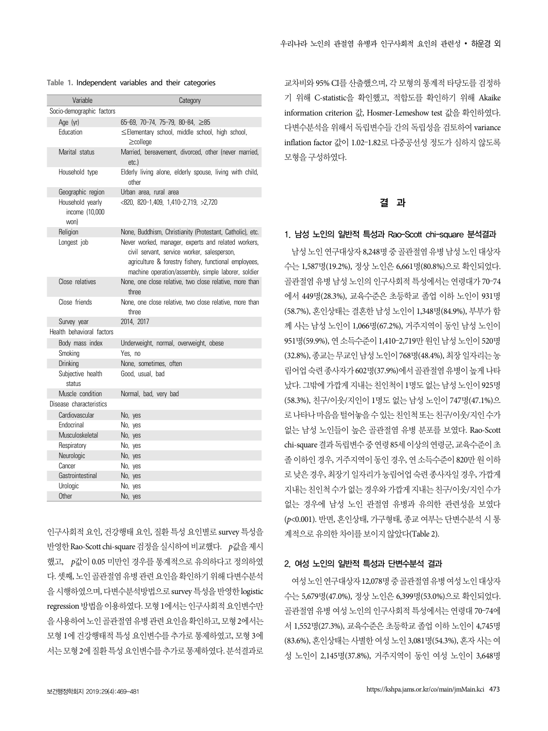**Table 1.** Independent variables and their categories

| Variable | Category |
|---|---|
| Socio-demographic factors | |
| Age (yr) | 65–69, 70–74, 75–79, 80–84, ≥85 |
| Education | ≤Elementary school, middle school, high school, ≥college |
| Marital status | Married, bereavement, divorced, other (never married, etc.) |
| Household type | Elderly living alone, elderly spouse, living with child, other |
| Geographic region | Urban area, rural area |
| Household yearly income (10,000 won) | <820, 820–1,409, 1,410–2,719, >2,720 |
| Religion | None, Buddhism, Christianity (Protestant, Catholic), etc. |
| Longest job | Never worked, manager, experts and related workers, civil servant, service worker, salesperson, agriculture & forestry fishery, functional employees, machine operation/assembly, simple laborer, soldier |
| Close relatives | None, one close relative, two close relative, more than three |
| Close friends | None, one close relative, two close relative, more than three |
| Survey year | 2014, 2017 |
| Health behavioral factors | |
| Body mass index | Underweight, normal, overweight, obese |
| Smoking | Yes, no |
| Drinking | None, sometimes, often |
| Subjective health status | Good, usual, bad |
| Muscle condition | Normal, bad, very bad |
| Disease characteristics | |
| Cardiovascular | No, yes |
| Endocrinal | No, yes |
| Musculoskeletal | No, yes |
| Respiratory | No, yes |
| Neurologic | No, yes |
| Cancer | No, yes |
| Gastrointestinal | No, yes |
| Urologic | No, yes |
| Other | No, yes |

인구사회적 요인, 건강행태 요인, 질환 특성 요인별로 survey 특성을 반영한 Rao-Scott chi-square 검정을 실시하여 비교했다. *p*값을 제시했고, *p*값이 0.05 미만인 경우를 통계적으로 유의하다고 정의하였다. 셋째, 노인 골관절염 유병 관련 요인을 확인하기 위해 다변수분석을 시행하였으며, 다변수분석방법으로 survey 특성을 반영한 logistic regression 방법을 이용하였다. 모형 1에서는 인구사회적 요인변수만을 사용하여 노인 골관절염 유병 관련 요인을 확인하고, 모형 2에서는 모형 1에 건강행태적 특성 요인변수를 추가로 통제하였고, 모형 3에서는 모형 2에 질환 특성 요인변수를 추가로 통제하였다. 분석결과로 교차비와 95% CI를 산출했으며, 각 모형의 통계적 타당도를 검정하기 위해 C-statistic을 확인했고, 적합도를 확인하기 위해 Akaike information criterion 값, Hosmer-Lemeshow test 값을 확인하였다. 다변수분석을 위해서 독립변수들 간의 독립성을 검토하여 variance inflation factor 값이 1.02–1.82로 다중공선성 정도가 심하지 않도록 모형을 구성하였다.

# 결 과

## 1. 남성 노인의 일반적 특성과 Rao-Scott chi-square 분석결과

남성 노인 연구대상자 8,248명 중 골관절염 유병 남성 노인 대상자 수는 1,587명(19.2%), 정상 노인은 6,661명(80.8%)으로 확인되었다. 골관절염 유병 남성 노인의 인구사회적 특성에서는 연령대가 70–74에서 449명(28.3%), 교육수준은 초등학교 졸업 이하 노인이 931명(58.7%), 혼인상태는 결혼한 남성 노인이 1,348명(84.9%), 부부가 함께 사는 남성 노인이 1,066명(67.2%), 거주지역이 동인 남성 노인이 951명(59.9%), 연 소득수준이 1,410–2,719만 원인 남성 노인이 520명(32.8%), 종교는 무교인 남성 노인이 768명(48.4%), 최장 일자리는 농림어업 숙련 종사자가 602명(37.9%)에서 골관절염 유병이 높게 나타났다. 그밖에 가깝게 지내는 친인척이 1명도 없는 남성 노인이 925명(58.3%), 친구/이웃/지인이 1명도 없는 남성 노인이 747명(47.1%)으로 나타나 마음을 털어놓을 수 있는 친인척 또는 친구/이웃/지인 수가 없는 남성 노인들이 높은 골관절염 유병 분포를 보였다. Rao-Scott chi-square 결과 독립변수 중 연령 85세 이상의 연령군, 교육수준이 초졸 이하인 경우, 거주지역이 동인 경우, 연 소득수준이 820만 원 이하로 낮은 경우, 최장기 일자리가 농림어업 숙련 종사자일 경우, 가깝게 지내는 친인척 수가 없는 경우와 가깝게 지내는 친구/이웃/지인 수가 없는 경우에 남성 노인 관절염 유병과 유의한 관련성을 보였다($p<0.001$). 반면, 혼인상태, 가구형태, 종교 여부는 단변수분석 시 통계적으로 유의한 차이를 보이지 않았다(Table 2).

## 2. 여성 노인의 일반적 특성과 단변수분석 결과

여성 노인 연구대상자 12,078명 중 골관절염 유병 여성 노인 대상자 수는 5,679명(47.0%), 정상 노인은 6,399명(53.0%)으로 확인되었다. 골관절염 유병 여성 노인의 인구사회적 특성에서는 연령대 70–74에서 1,552명(27.3%), 교육수준은 초등학교 졸업 이하 노인이 4,745명(83.6%), 혼인상태는 사별한 여성 노인 3,081명(54.3%), 혼자 사는 여성 노인이 2,145명(37.8%), 거주지역이 동인 여성 노인이 3,648명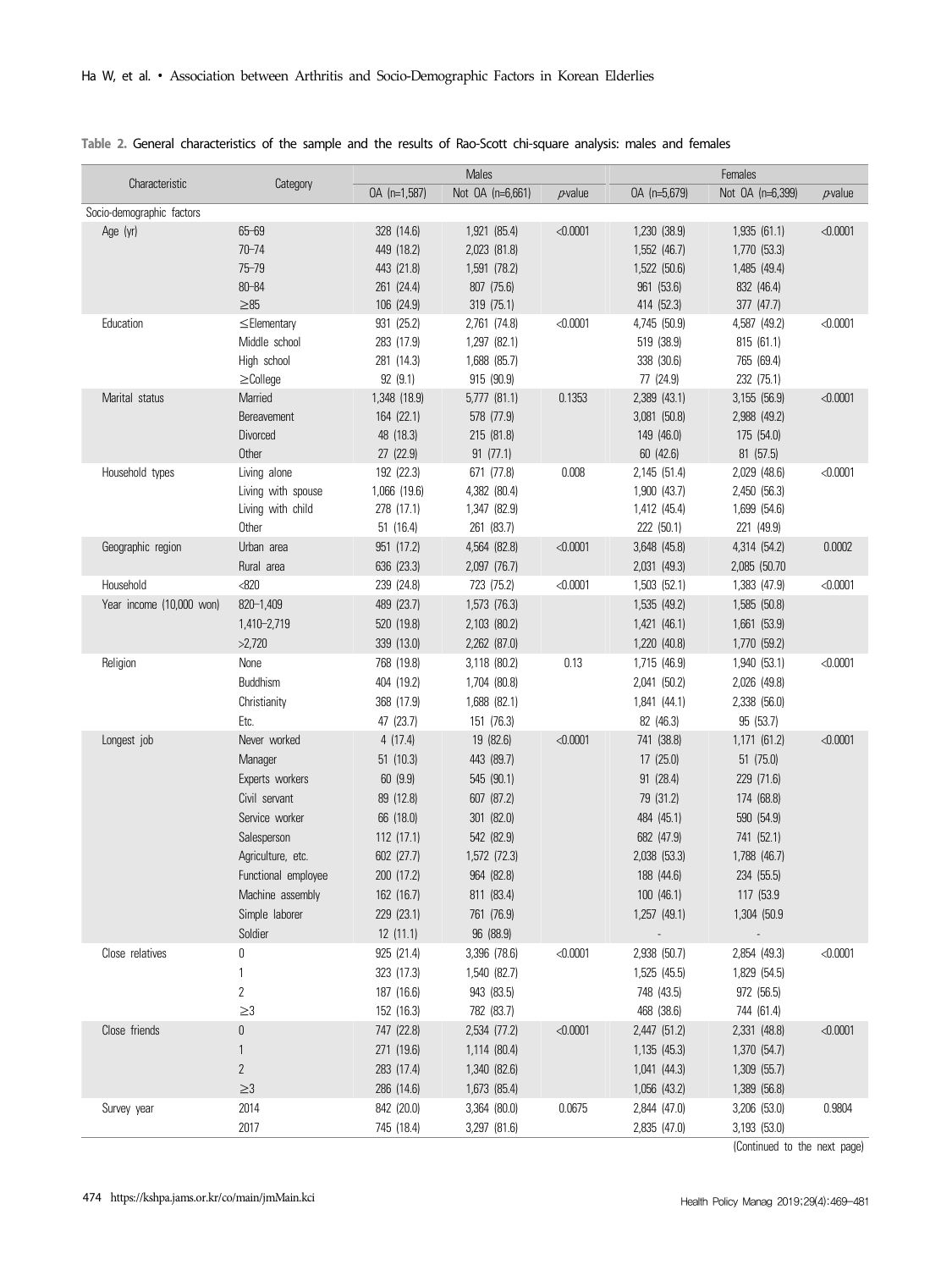Table 2. General characteristics of the sample and the results of Rao-Scott chi-square analysis: males and females

| Characteristic | Category | Males | | | Females | | |
|---|---|---|---|---|---|---|---|
| | | OA (n=1,587) | Not OA (n=6,661) | *p*-value | OA (n=5,679) | Not OA (n=6,399) | *p*-value |
| Socio-demographic factors | | | | | | | |
| Age (yr) | 65–69 | 328 (14.6) | 1,921 (85.4) | <0.0001 | 1,230 (38.9) | 1,935 (61.1) | <0.0001 |
| | 70–74 | 449 (18.2) | 2,023 (81.8) | | 1,552 (46.7) | 1,770 (53.3) | |
| | 75–79 | 443 (21.8) | 1,591 (78.2) | | 1,522 (50.6) | 1,485 (49.4) | |
| | 80–84 | 261 (24.4) | 807 (75.6) | | 961 (53.6) | 832 (46.4) | |
| | ≥85 | 106 (24.9) | 319 (75.1) | | 414 (52.3) | 377 (47.7) | |
| Education | ≤Elementary | 931 (25.2) | 2,761 (74.8) | <0.0001 | 4,745 (50.9) | 4,587 (49.2) | <0.0001 |
| | Middle school | 283 (17.9) | 1,297 (82.1) | | 519 (38.9) | 815 (61.1) | |
| | High school | 281 (14.3) | 1,688 (85.7) | | 338 (30.6) | 765 (69.4) | |
| | ≥College | 92 (9.1) | 915 (90.9) | | 77 (24.9) | 232 (75.1) | |
| Marital status | Married | 1,348 (18.9) | 5,777 (81.1) | 0.1353 | 2,389 (43.1) | 3,155 (56.9) | <0.0001 |
| | Bereavement | 164 (22.1) | 578 (77.9) | | 3,081 (50.8) | 2,988 (49.2) | |
| | Divorced | 48 (18.3) | 215 (81.8) | | 149 (46.0) | 175 (54.0) | |
| | Other | 27 (22.9) | 91 (77.1) | | 60 (42.6) | 81 (57.5) | |
| Household types | Living alone | 192 (22.3) | 671 (77.8) | 0.008 | 2,145 (51.4) | 2,029 (48.6) | <0.0001 |
| | Living with spouse | 1,066 (19.6) | 4,382 (80.4) | | 1,900 (43.7) | 2,450 (56.3) | |
| | Living with child | 278 (17.1) | 1,347 (82.9) | | 1,412 (45.4) | 1,699 (54.6) | |
| | Other | 51 (16.4) | 261 (83.7) | | 222 (50.1) | 221 (49.9) | |
| Geographic region | Urban area | 951 (17.2) | 4,564 (82.8) | <0.0001 | 3,648 (45.8) | 4,314 (54.2) | 0.0002 |
| | Rural area | 636 (23.3) | 2,097 (76.7) | | 2,031 (49.3) | 2,085 (50.70 | |
| Household | <820 | 239 (24.8) | 723 (75.2) | <0.0001 | 1,503 (52.1) | 1,383 (47.9) | <0.0001 |
| Year income (10,000 won) | 820–1,409 | 489 (23.7) | 1,573 (76.3) | | 1,535 (49.2) | 1,585 (50.8) | |
| | 1,410–2,719 | 520 (19.8) | 2,103 (80.2) | | 1,421 (46.1) | 1,661 (53.9) | |
| | >2,720 | 339 (13.0) | 2,262 (87.0) | | 1,220 (40.8) | 1,770 (59.2) | |
| Religion | None | 768 (19.8) | 3,118 (80.2) | 0.13 | 1,715 (46.9) | 1,940 (53.1) | <0.0001 |
| | Buddhism | 404 (19.2) | 1,704 (80.8) | | 2,041 (50.2) | 2,026 (49.8) | |
| | Christianity | 368 (17.9) | 1,688 (82.1) | | 1,841 (44.1) | 2,338 (56.0) | |
| | Etc. | 47 (23.7) | 151 (76.3) | | 82 (46.3) | 95 (53.7) | |
| Longest job | Never worked | 4 (17.4) | 19 (82.6) | <0.0001 | 741 (38.8) | 1,171 (61.2) | <0.0001 |
| | Manager | 51 (10.3) | 443 (89.7) | | 17 (25.0) | 51 (75.0) | |
| | Experts workers | 60 (9.9) | 545 (90.1) | | 91 (28.4) | 229 (71.6) | |
| | Civil servant | 89 (12.8) | 607 (87.2) | | 79 (31.2) | 174 (68.8) | |
| | Service worker | 66 (18.0) | 301 (82.0) | | 484 (45.1) | 590 (54.9) | |
| | Salesperson | 112 (17.1) | 542 (82.9) | | 682 (47.9) | 741 (52.1) | |
| | Agriculture, etc. | 602 (27.7) | 1,572 (72.3) | | 2,038 (53.3) | 1,788 (46.7) | |
| | Functional employee | 200 (17.2) | 964 (82.8) | | 188 (44.6) | 234 (55.5) | |
| | Machine assembly | 162 (16.7) | 811 (83.4) | | 100 (46.1) | 117 (53.9 | |
| | Simple laborer | 229 (23.1) | 761 (76.9) | | 1,257 (49.1) | 1,304 (50.9 | |
| | Soldier | 12 (11.1) | 96 (88.9) | | - | - | |
| Close relatives | 0 | 925 (21.4) | 3,396 (78.6) | <0.0001 | 2,938 (50.7) | 2,854 (49.3) | <0.0001 |
| | 1 | 323 (17.3) | 1,540 (82.7) | | 1,525 (45.5) | 1,829 (54.5) | |
| | 2 | 187 (16.6) | 943 (83.5) | | 748 (43.5) | 972 (56.5) | |
| | ≥3 | 152 (16.3) | 782 (83.7) | | 468 (38.6) | 744 (61.4) | |
| Close friends | 0 | 747 (22.8) | 2,534 (77.2) | <0.0001 | 2,447 (51.2) | 2,331 (48.8) | <0.0001 |
| | 1 | 271 (19.6) | 1,114 (80.4) | | 1,135 (45.3) | 1,370 (54.7) | |
| | 2 | 283 (17.4) | 1,340 (82.6) | | 1,041 (44.3) | 1,309 (55.7) | |
| | ≥3 | 286 (14.6) | 1,673 (85.4) | | 1,056 (43.2) | 1,389 (56.8) | |
| Survey year | 2014 | 842 (20.0) | 3,364 (80.0) | 0.0675 | 2,844 (47.0) | 3,206 (53.0) | 0.9804 |
| | 2017 | 745 (18.4) | 3,297 (81.6) | | 2,835 (47.0) | 3,193 (53.0) | |

(Continued to the next page)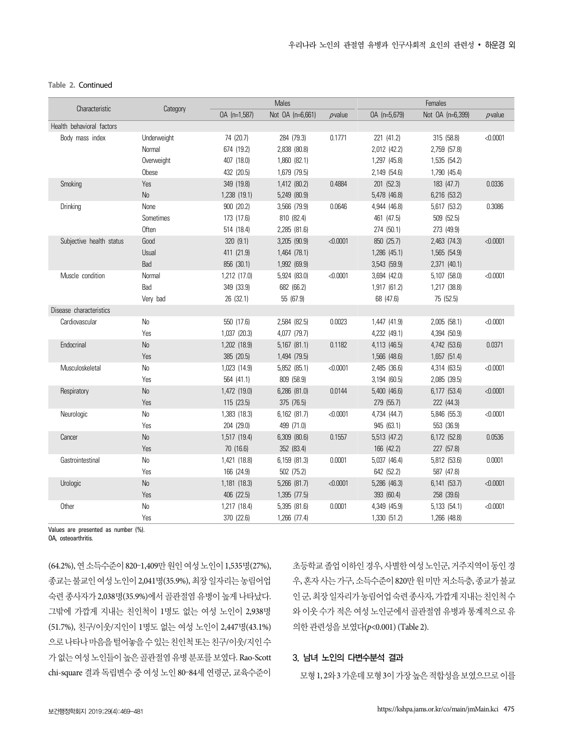**Table 2.** Continued

| Characteristic | Category | Males | | | Females | | |
|---|---|---|---|---|---|---|---|
| | | OA (n=1,587) | Not OA (n=6,661) | *p*-value | OA (n=5,679) | Not OA (n=6,399) | *p*-value |
| Health behavioral factors | | | | | | | |
| Body mass index | Underweight | 74 (20.7) | 284 (79.3) | 0.1771 | 221 (41.2) | 315 (58.8) | <0.0001 |
| | Normal | 674 (19.2) | 2,838 (80.8) | | 2,012 (42.2) | 2,759 (57.8) | |
| | Overweight | 407 (18.0) | 1,860 (82.1) | | 1,297 (45.8) | 1,535 (54.2) | |
| | Obese | 432 (20.5) | 1,679 (79.5) | | 2,149 (54.6) | 1,790 (45.4) | |
| Smoking | Yes | 349 (19.8) | 1,412 (80.2) | 0.4884 | 201 (52.3) | 183 (47.7) | 0.0336 |
| | No | 1,238 (19.1) | 5,249 (80.9) | | 5,478 (46.8) | 6,216 (53.2) | |
| Drinking | None | 900 (20.2) | 3,566 (79.9) | 0.0646 | 4,944 (46.8) | 5,617 (53.2) | 0.3086 |
| | Sometimes | 173 (17.6) | 810 (82.4) | | 461 (47.5) | 509 (52.5) | |
| | Often | 514 (18.4) | 2,285 (81.6) | | 274 (50.1) | 273 (49.9) | |
| Subjective health status | Good | 320 (9.1) | 3,205 (90.9) | <0.0001 | 850 (25.7) | 2,463 (74.3) | <0.0001 |
| | Usual | 411 (21.9) | 1,464 (78.1) | | 1,286 (45.1) | 1,565 (54.9) | |
| | Bad | 856 (30.1) | 1,992 (69.9) | | 3,543 (59.9) | 2,371 (40.1) | |
| Muscle condition | Normal | 1,212 (17.0) | 5,924 (83.0) | <0.0001 | 3,694 (42.0) | 5,107 (58.0) | <0.0001 |
| | Bad | 349 (33.9) | 682 (66.2) | | 1,917 (61.2) | 1,217 (38.8) | |
| | Very bad | 26 (32.1) | 55 (67.9) | | 68 (47.6) | 75 (52.5) | |
| Disease characteristics | | | | | | | |
| Cardiovascular | No | 550 (17.6) | 2,584 (82.5) | 0.0023 | 1,447 (41.9) | 2,005 (58.1) | <0.0001 |
| | Yes | 1,037 (20.3) | 4,077 (79.7) | | 4,232 (49.1) | 4,394 (50.9) | |
| Endocrinal | No | 1,202 (18.9) | 5,167 (81.1) | 0.1182 | 4,113 (46.5) | 4,742 (53.6) | 0.0371 |
| | Yes | 385 (20.5) | 1,494 (79.5) | | 1,566 (48.6) | 1,657 (51.4) | |
| Musculoskeletal | No | 1,023 (14.9) | 5,852 (85.1) | <0.0001 | 2,485 (36.6) | 4,314 (63.5) | <0.0001 |
| | Yes | 564 (41.1) | 809 (58.9) | | 3,194 (60.5) | 2,085 (39.5) | |
| Respiratory | No | 1,472 (19.0) | 6,286 (81.0) | 0.0144 | 5,400 (46.6) | 6,177 (53.4) | <0.0001 |
| | Yes | 115 (23.5) | 375 (76.5) | | 279 (55.7) | 222 (44.3) | |
| Neurologic | No | 1,383 (18.3) | 6,162 (81.7) | <0.0001 | 4,734 (44.7) | 5,846 (55.3) | <0.0001 |
| | Yes | 204 (29.0) | 499 (71.0) | | 945 (63.1) | 553 (36.9) | |
| Cancer | No | 1,517 (19.4) | 6,309 (80.6) | 0.1557 | 5,513 (47.2) | 6,172 (52.8) | 0.0536 |
| | Yes | 70 (16.6) | 352 (83.4) | | 166 (42.2) | 227 (57.8) | |
| Gastrointestinal | No | 1,421 (18.8) | 6,159 (81.3) | 0.0001 | 5,037 (46.4) | 5,812 (53.6) | 0.0001 |
| | Yes | 166 (24.9) | 502 (75.2) | | 642 (52.2) | 587 (47.8) | |
| Urologic | No | 1,181 (18.3) | 5,266 (81.7) | <0.0001 | 5,286 (46.3) | 6,141 (53.7) | <0.0001 |
| | Yes | 406 (22.5) | 1,395 (77.5) | | 393 (60.4) | 258 (39.6) | |
| Other | No | 1,217 (18.4) | 5,395 (81.6) | 0.0001 | 4,349 (45.9) | 5,133 (54.1) | <0.0001 |
| | Yes | 370 (22.6) | 1,266 (77.4) | | 1,330 (51.2) | 1,266 (48.8) | |

Values are presented as number (%).
OA, osteoarthritis.

(64.2%), 연 소득수준이 820–1,409만 원인 여성 노인이 1,535명(27%), 종교는 불교인 여성 노인이 2,041명(35.9%), 최장 일자리는 농림어업 숙련 종사자가 2,038명(35.9%)에서 골관절염 유병이 높게 나타났다. 그밖에 가깝게 지내는 친인척이 1명도 없는 여성 노인이 2,938명(51.7%), 친구/이웃/지인이 1명도 없는 여성 노인이 2,447명(43.1%)으로 나타나 마음을 털어놓을 수 있는 친인척 또는 친구/이웃/지인 수가 없는 여성 노인들이 높은 골관절염 유병 분포를 보였다. Rao-Scott chi-square 결과 독립변수 중 여성 노인 80–84세 연령군, 교육수준이 초등학교 졸업 이하인 경우, 사별한 여성 노인군, 거주지역이 동인 경우, 혼자 사는 가구, 소득수준이 820만 원 미만 저소득층, 종교가 불교인 군, 최장 일자리가 농림어업 숙련 종사자, 가깝게 지내는 친인척 수와 이웃 수가 적은 여성 노인군에서 골관절염 유병과 통계적으로 유의한 관련성을 보였다($p$<0.001) (Table 2).

### 3. 남녀 노인의 다변수분석 결과

모형 1, 2와 3 가운데 모형 3이 가장 높은 적합성을 보였으므로 이를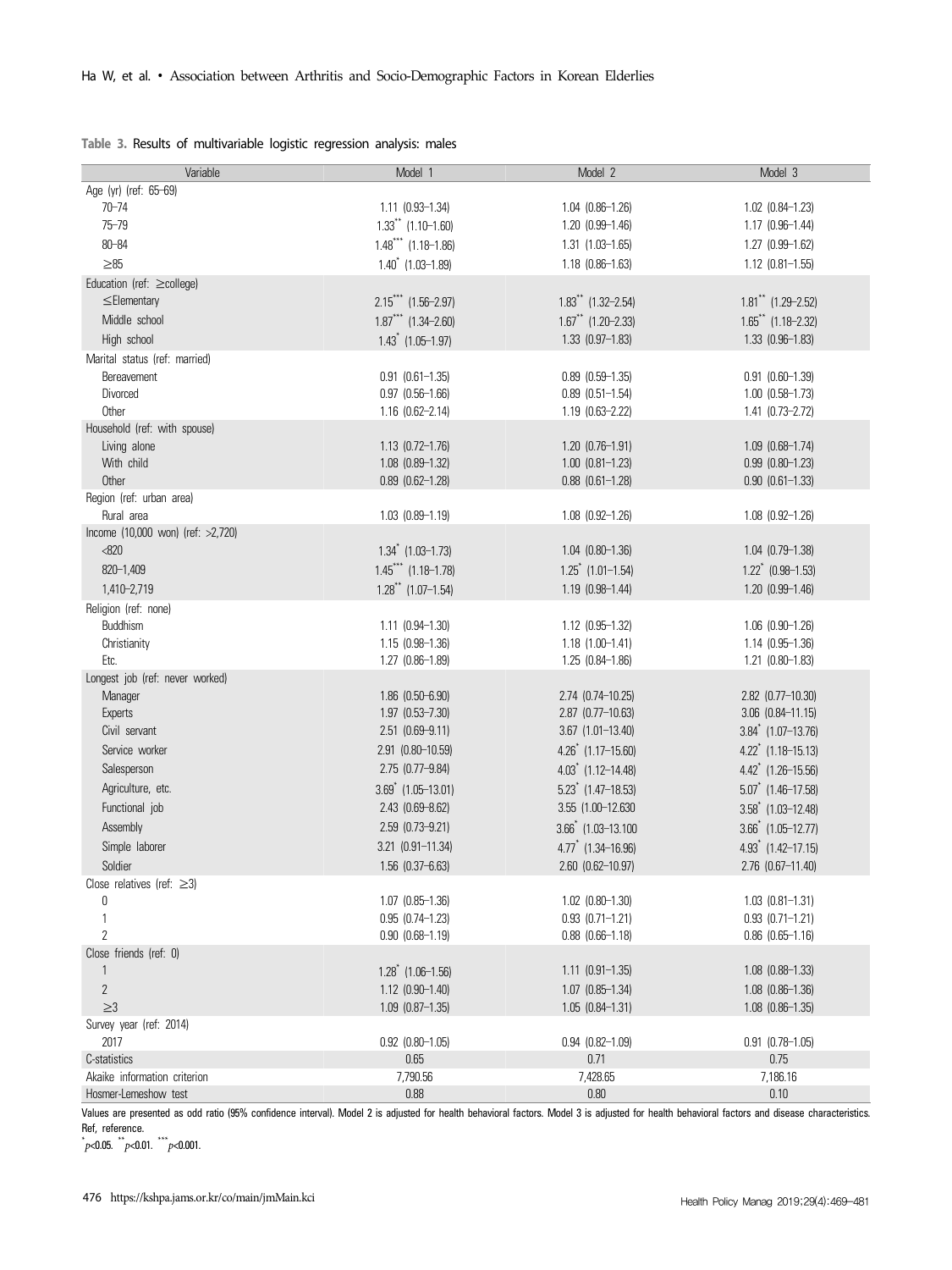**Table 3.** Results of multivariable logistic regression analysis: males

| Variable | Model 1 | Model 2 | Model 3 |
|---|---|---|---|
| Age (yr) (ref: 65–69) | | | |
| 70–74 | 1.11 (0.93–1.34) | 1.04 (0.86–1.26) | 1.02 (0.84–1.23) |
| 75–79 | 1.33** (1.10–1.60) | 1.20 (0.99–1.46) | 1.17 (0.96–1.44) |
| 80–84 | 1.48*** (1.18–1.86) | 1.31 (1.03–1.65) | 1.27 (0.99–1.62) |
| ≥85 | 1.40* (1.03–1.89) | 1.18 (0.86–1.63) | 1.12 (0.81–1.55) |
| Education (ref: ≥college) | | | |
| ≤Elementary | 2.15*** (1.56–2.97) | 1.83** (1.32–2.54) | 1.81** (1.29–2.52) |
| Middle school | 1.87*** (1.34–2.60) | 1.67** (1.20–2.33) | 1.65** (1.18–2.32) |
| High school | 1.43* (1.05–1.97) | 1.33 (0.97–1.83) | 1.33 (0.96–1.83) |
| Marital status (ref: married) | | | |
| Bereavement | 0.91 (0.61–1.35) | 0.89 (0.59–1.35) | 0.91 (0.60–1.39) |
| Divorced | 0.97 (0.56–1.66) | 0.89 (0.51–1.54) | 1.00 (0.58–1.73) |
| Other | 1.16 (0.62–2.14) | 1.19 (0.63–2.22) | 1.41 (0.73–2.72) |
| Household (ref: with spouse) | | | |
| Living alone | 1.13 (0.72–1.76) | 1.20 (0.76–1.91) | 1.09 (0.68–1.74) |
| With child | 1.08 (0.89–1.32) | 1.00 (0.81–1.23) | 0.99 (0.80–1.23) |
| Other | 0.89 (0.62–1.28) | 0.88 (0.61–1.28) | 0.90 (0.61–1.33) |
| Region (ref: urban area) | | | |
| Rural area | 1.03 (0.89–1.19) | 1.08 (0.92–1.26) | 1.08 (0.92–1.26) |
| Income (10,000 won) (ref: >2,720) | | | |
| <820 | 1.34* (1.03–1.73) | 1.04 (0.80–1.36) | 1.04 (0.79–1.38) |
| 820–1,409 | 1.45*** (1.18–1.78) | 1.25* (1.01–1.54) | 1.22* (0.98–1.53) |
| 1,410–2,719 | 1.28** (1.07–1.54) | 1.19 (0.98–1.44) | 1.20 (0.99–1.46) |
| Religion (ref: none) | | | |
| Buddhism | 1.11 (0.94–1.30) | 1.12 (0.95–1.32) | 1.06 (0.90–1.26) |
| Christianity | 1.15 (0.98–1.36) | 1.18 (1.00–1.41) | 1.14 (0.95–1.36) |
| Etc. | 1.27 (0.86–1.89) | 1.25 (0.84–1.86) | 1.21 (0.80–1.83) |
| Longest job (ref: never worked) | | | |
| Manager | 1.86 (0.50–6.90) | 2.74 (0.74–10.25) | 2.82 (0.77–10.30) |
| Experts | 1.97 (0.53–7.30) | 2.87 (0.77–10.63) | 3.06 (0.84–11.15) |
| Civil servant | 2.51 (0.69–9.11) | 3.67 (1.01–13.40) | 3.84* (1.07–13.76) |
| Service worker | 2.91 (0.80–10.59) | 4.26* (1.17–15.60) | 4.22* (1.18–15.13) |
| Salesperson | 2.75 (0.77–9.84) | 4.03* (1.12–14.48) | 4.42* (1.26–15.56) |
| Agriculture, etc. | 3.69* (1.05–13.01) | 5.23* (1.47–18.53) | 5.07* (1.46–17.58) |
| Functional job | 2.43 (0.69–8.62) | 3.55 (1.00–12.630 | 3.58* (1.03–12.48) |
| Assembly | 2.59 (0.73–9.21) | 3.66* (1.03–13.100 | 3.66* (1.05–12.77) |
| Simple laborer | 3.21 (0.91–11.34) | 4.77* (1.34–16.96) | 4.93* (1.42–17.15) |
| Soldier | 1.56 (0.37–6.63) | 2.60 (0.62–10.97) | 2.76 (0.67–11.40) |
| Close relatives (ref: ≥3) | | | |
| 0 | 1.07 (0.85–1.36) | 1.02 (0.80–1.30) | 1.03 (0.81–1.31) |
| 1 | 0.95 (0.74–1.23) | 0.93 (0.71–1.21) | 0.93 (0.71–1.21) |
| 2 | 0.90 (0.68–1.19) | 0.88 (0.66–1.18) | 0.86 (0.65–1.16) |
| Close friends (ref: 0) | | | |
| 1 | 1.28* (1.06–1.56) | 1.11 (0.91–1.35) | 1.08 (0.88–1.33) |
| 2 | 1.12 (0.90–1.40) | 1.07 (0.85–1.34) | 1.08 (0.86–1.36) |
| ≥3 | 1.09 (0.87–1.35) | 1.05 (0.84–1.31) | 1.08 (0.86–1.35) |
| Survey year (ref: 2014) | | | |
| 2017 | 0.92 (0.80–1.05) | 0.94 (0.82–1.09) | 0.91 (0.78–1.05) |
| C-statistics | 0.65 | 0.71 | 0.75 |
| Akaike information criterion | 7,790.56 | 7,428.65 | 7,186.16 |
| Hosmer-Lemeshow test | 0.88 | 0.80 | 0.10 |

Values are presented as odd ratio (95% confidence interval). Model 2 is adjusted for health behavioral factors. Model 3 is adjusted for health behavioral factors and disease characteristics.
Ref, reference.
*$p$<0.05. **$p$<0.01. ***$p$<0.001.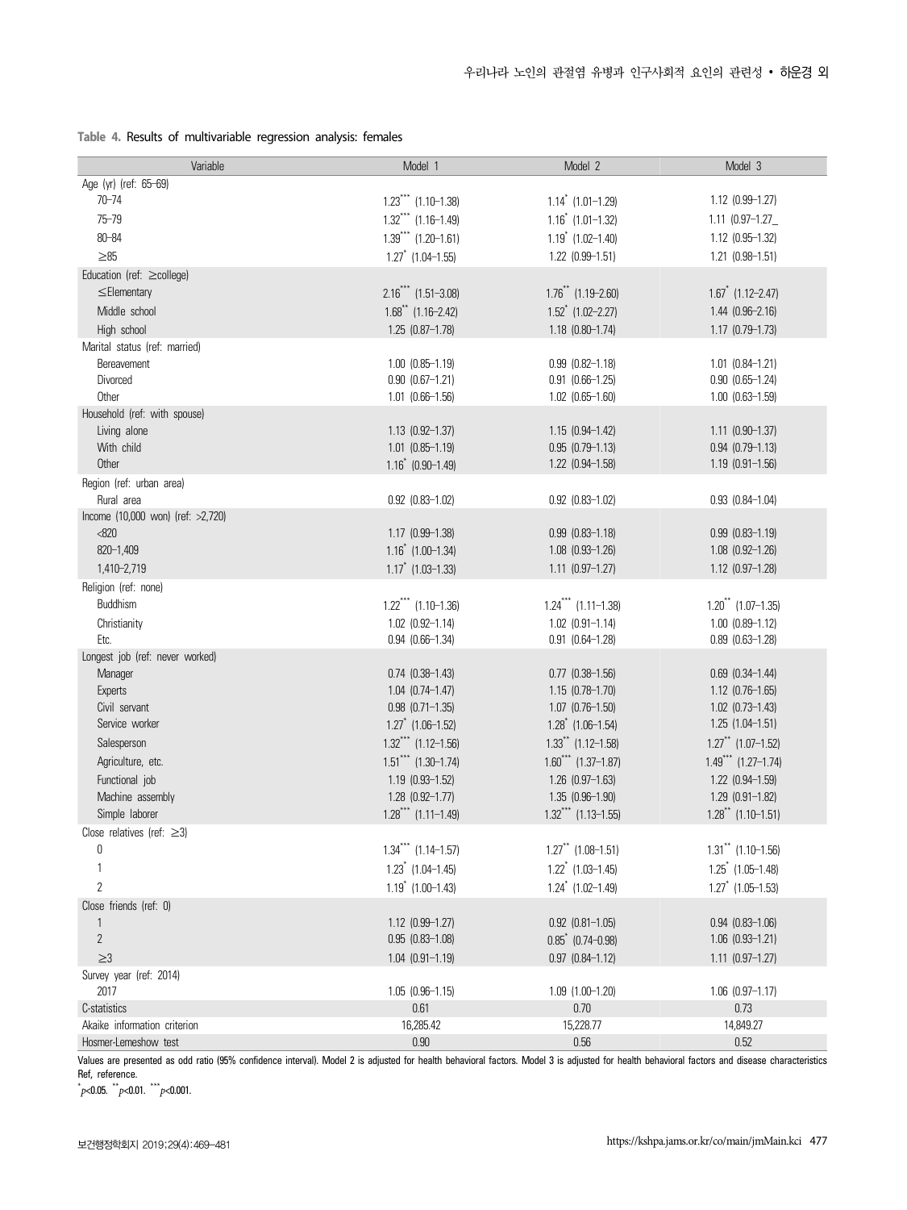**Table 4.** Results of multivariable regression analysis: females

| Variable | Model 1 | Model 2 | Model 3 |
|---|---|---|---|
| Age (yr) (ref: 65–69) | | | |
| 70–74 | 1.23*** (1.10–1.38) | 1.14* (1.01–1.29) | 1.12 (0.99–1.27) |
| 75–79 | 1.32*** (1.16–1.49) | 1.16* (1.01–1.32) | 1.11 (0.97–1.27_ |
| 80–84 | 1.39*** (1.20–1.61) | 1.19* (1.02–1.40) | 1.12 (0.95–1.32) |
| ≥85 | 1.27* (1.04–1.55) | 1.22 (0.99–1.51) | 1.21 (0.98–1.51) |
| Education (ref: ≥college) | | | |
| ≤Elementary | 2.16*** (1.51–3.08) | 1.76** (1.19–2.60) | 1.67* (1.12–2.47) |
| Middle school | 1.68** (1.16–2.42) | 1.52* (1.02–2.27) | 1.44 (0.96–2.16) |
| High school | 1.25 (0.87–1.78) | 1.18 (0.80–1.74) | 1.17 (0.79–1.73) |
| Marital status (ref: married) | | | |
| Bereavement | 1.00 (0.85–1.19) | 0.99 (0.82–1.18) | 1.01 (0.84–1.21) |
| Divorced | 0.90 (0.67–1.21) | 0.91 (0.66–1.25) | 0.90 (0.65–1.24) |
| Other | 1.01 (0.66–1.56) | 1.02 (0.65–1.60) | 1.00 (0.63–1.59) |
| Household (ref: with spouse) | | | |
| Living alone | 1.13 (0.92–1.37) | 1.15 (0.94–1.42) | 1.11 (0.90–1.37) |
| With child | 1.01 (0.85–1.19) | 0.95 (0.79–1.13) | 0.94 (0.79–1.13) |
| Other | 1.16* (0.90–1.49) | 1.22 (0.94–1.58) | 1.19 (0.91–1.56) |
| Region (ref: urban area) | | | |
| Rural area | 0.92 (0.83–1.02) | 0.92 (0.83–1.02) | 0.93 (0.84–1.04) |
| Income (10,000 won) (ref: >2,720) | | | |
| <820 | 1.17 (0.99–1.38) | 0.99 (0.83–1.18) | 0.99 (0.83–1.19) |
| 820–1,409 | 1.16* (1.00–1.34) | 1.08 (0.93–1.26) | 1.08 (0.92–1.26) |
| 1,410–2,719 | 1.17* (1.03–1.33) | 1.11 (0.97–1.27) | 1.12 (0.97–1.28) |
| Religion (ref: none) | | | |
| Buddhism | 1.22*** (1.10–1.36) | 1.24*** (1.11–1.38) | 1.20** (1.07–1.35) |
| Christianity | 1.02 (0.92–1.14) | 1.02 (0.91–1.14) | 1.00 (0.89–1.12) |
| Etc. | 0.94 (0.66–1.34) | 0.91 (0.64–1.28) | 0.89 (0.63–1.28) |
| Longest job (ref: never worked) | | | |
| Manager | 0.74 (0.38–1.43) | 0.77 (0.38–1.56) | 0.69 (0.34–1.44) |
| Experts | 1.04 (0.74–1.47) | 1.15 (0.78–1.70) | 1.12 (0.76–1.65) |
| Civil servant | 0.98 (0.71–1.35) | 1.07 (0.76–1.50) | 1.02 (0.73–1.43) |
| Service worker | 1.27* (1.06–1.52) | 1.28* (1.06–1.54) | 1.25 (1.04–1.51) |
| Salesperson | 1.32*** (1.12–1.56) | 1.33** (1.12–1.58) | 1.27** (1.07–1.52) |
| Agriculture, etc. | 1.51*** (1.30–1.74) | 1.60*** (1.37–1.87) | 1.49*** (1.27–1.74) |
| Functional job | 1.19 (0.93–1.52) | 1.26 (0.97–1.63) | 1.22 (0.94–1.59) |
| Machine assembly | 1.28 (0.92–1.77) | 1.35 (0.96–1.90) | 1.29 (0.91–1.82) |
| Simple laborer | 1.28*** (1.11–1.49) | 1.32*** (1.13–1.55) | 1.28** (1.10–1.51) |
| Close relatives (ref: ≥3) | | | |
| 0 | 1.34*** (1.14–1.57) | 1.27** (1.08–1.51) | 1.31** (1.10–1.56) |
| 1 | 1.23* (1.04–1.45) | 1.22* (1.03–1.45) | 1.25* (1.05–1.48) |
| 2 | 1.19* (1.00–1.43) | 1.24* (1.02–1.49) | 1.27* (1.05–1.53) |
| Close friends (ref: 0) | | | |
| 1 | 1.12 (0.99–1.27) | 0.92 (0.81–1.05) | 0.94 (0.83–1.06) |
| 2 | 0.95 (0.83–1.08) | 0.85* (0.74–0.98) | 1.06 (0.93–1.21) |
| ≥3 | 1.04 (0.91–1.19) | 0.97 (0.84–1.12) | 1.11 (0.97–1.27) |
| Survey year (ref: 2014) | | | |
| 2017 | 1.05 (0.96–1.15) | 1.09 (1.00–1.20) | 1.06 (0.97–1.17) |
| C-statistics | 0.61 | 0.70 | 0.73 |
| Akaike information criterion | 16,285.42 | 15,228.77 | 14,849.27 |
| Hosmer-Lemeshow test | 0.90 | 0.56 | 0.52 |

Values are presented as odd ratio (95% confidence interval). Model 2 is adjusted for health behavioral factors. Model 3 is adjusted for health behavioral factors and disease characteristics Ref, reference.

*$p$<0.05. **$p$<0.01. ***$p$<0.001.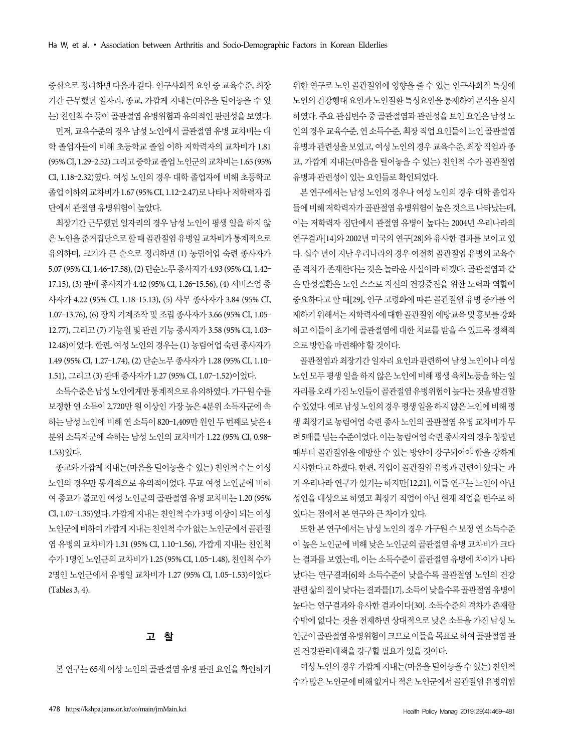중심으로 정리하면 다음과 같다. 인구사회적 요인 중 교육수준, 최장 기간 근무했던 일자리, 종교, 가깝게 지내는(마음을 털어놓을 수 있는) 친인척 수 등이 골관절염 유병위험과 유의적인 관련성을 보였다.

먼저, 교육수준의 경우 남성 노인에서 골관절염 유병 교차비는 대학 졸업자들에 비해 초등학교 졸업 이하 저학력자의 교차비가 1.81 (95% CI, 1.29–2.52) 그리고 중학교 졸업 노인군의 교차비는 1.65 (95% CI, 1.18–2.32)였다. 여성 노인의 경우 대학 졸업자에 비해 초등학교 졸업 이하의 교차비가 1.67 (95% CI, 1.12–2.47)로 나타나 저학력자 집단에서 관절염 유병위험이 높았다.

최장기간 근무했던 일자리의 경우 남성 노인이 평생 일을 하지 않은 노인을 준거집단으로 할 때 골관절염 유병일 교차비가 통계적으로 유의하며, 크기가 큰 순으로 정리하면 (1) 농림어업 숙련 종사자가 5.07 (95% CI, 1.46–17.58), (2) 단순노무 종사자가 4.93 (95% CI, 1.42–17.15), (3) 판매 종사자가 4.42 (95% CI, 1.26–15.56), (4) 서비스업 종사자가 4.22 (95% CI, 1.18–15.13), (5) 사무 종사자가 3.84 (95% CI, 1.07–13.76), (6) 장치 기계조작 및 조립 종사자가 3.66 (95% CI, 1.05–12.77), 그리고 (7) 기능원 및 관련 기능 종사자가 3.58 (95% CI, 1.03–12.48)이었다. 한편, 여성 노인의 경우는 (1) 농림어업 숙련 종사자가 1.49 (95% CI, 1.27–1.74), (2) 단순노무 종사자가 1.28 (95% CI, 1.10–1.51), 그리고 (3) 판매 종사자가 1.27 (95% CI, 1.07–1.52)이었다.

소득수준은 남성 노인에게만 통계적으로 유의하였다. 가구원 수를 보정한 연 소득이 2,720만 원 이상인 가장 높은 4분위 소득자군에 속하는 남성 노인에 비해 연 소득이 820–1,409만 원인 두 번째로 낮은 4분위 소득자군에 속하는 남성 노인의 교차비가 1.22 (95% CI, 0.98–1.53)였다.

종교와 가깝게 지내는(마음을 털어놓을 수 있는) 친인척 수는 여성 노인의 경우만 통계적으로 유의적이었다. 무교 여성 노인군에 비하여 종교가 불교인 여성 노인군의 골관절염 유병 교차비는 1.20 (95% CI, 1.07–1.35)였다. 가깝게 지내는 친인척 수가 3명 이상이 되는 여성 노인군에 비하여 가깝게 지내는 친인척 수가 없는 노인군에서 골관절염 유병의 교차비가 1.31 (95% CI, 1.10–1.56), 가깝게 지내는 친인척 수가 1명인 노인군의 교차비가 1.25 (95% CI, 1.05–1.48), 친인척 수가 2명인 노인군에서 유병일 교차비가 1.27 (95% CI, 1.05–1.53)이었다 (Tables 3, 4).

## 고 찰

본 연구는 65세 이상 노인의 골관절염 유병 관련 요인을 확인하기 위한 연구로 노인 골관절염에 영향을 줄 수 있는 인구사회적 특성에 노인의 건강행태 요인과 노인질환 특성요인을 통제하여 분석을 실시하였다. 주요 관심변수 중 골관절염과 관련성을 보인 요인은 남성 노인의 경우 교육수준, 연 소득수준, 최장 직업 요인들이 노인 골관절염 유병과 관련성을 보였고, 여성 노인의 경우 교육수준, 최장 직업과 종교, 가깝게 지내는(마음을 털어놓을 수 있는) 친인척 수가 골관절염 유병과 관련성이 있는 요인들로 확인되었다.

본 연구에서는 남성 노인의 경우나 여성 노인의 경우 대학 졸업자들에 비해 저학력자가 골관절염 유병위험이 높은 것으로 나타났는데, 이는 저학력자 집단에서 관절염 유병이 높다는 2004년 우리나라의 연구결과[14]와 2002년 미국의 연구[28]와 유사한 결과를 보이고 있다. 십수 년이 지난 우리나라의 경우 여전히 골관절염 유병의 교육수준 격차가 존재한다는 것은 놀라운 사실이라 하겠다. 골관절염과 같은 만성질환은 노인 스스로 자신의 건강증진을 위한 노력과 역할이 중요하다고 할 때[29], 인구 고령화에 따른 골관절염 유병 증가를 억제하기 위해서는 저학력자에 대한 골관절염 예방교육 및 홍보를 강화하고 이들이 초기에 골관절염에 대한 치료를 받을 수 있도록 정책적으로 방안을 마련해야 할 것이다.

골관절염과 최장기간 일자리 요인과 관련하여 남성 노인이나 여성 노인 모두 평생 일을 하지 않은 노인에 비해 평생 육체노동을 하는 일자리를 오래 가진 노인들이 골관절염 유병위험이 높다는 것을 발견할 수 있었다. 예로 남성 노인의 경우 평생 일을 하지 않은 노인에 비해 평생 최장기로 농림어업 숙련 종사 노인의 골관절염 유병 교차비가 무려 5배를 넘는 수준이었다. 이는 농림어업 숙련 종사자의 경우 청장년 때부터 골관절염을 예방할 수 있는 방안이 강구되어야 함을 강하게 시사한다고 하겠다. 한편, 직업이 골관절염 유병과 관련이 있다는 과거 우리나라 연구가 있기는 하지만[12,21], 이들 연구는 노인이 아닌 성인을 대상으로 하였고 최장기 직업이 아닌 현재 직업을 변수로 하였다는 점에서 본 연구와 큰 차이가 있다.

또한 본 연구에서는 남성 노인의 경우 가구원 수 보정 연 소득수준이 높은 노인군에 비해 낮은 노인군의 골관절염 유병 교차비가 크다는 결과를 보였는데, 이는 소득수준이 골관절염 유병에 차이가 나타났다는 연구결과[6]와 소득수준이 낮을수록 골관절염 노인의 건강관련 삶의 질이 낮다는 결과를[17], 소득이 낮을수록 골관절염 유병이 높다는 연구결과와 유사한 결과이다[30]. 소득수준의 격차가 존재할 수밖에 없다는 것을 전제하면 상대적으로 낮은 소득을 가진 남성 노인군이 골관절염 유병위험이 크므로 이들을 목표로 하여 골관절염 관련 건강관리대책을 강구할 필요가 있을 것이다.

여성 노인의 경우 가깝게 지내는(마음을 털어놓을 수 있는) 친인척 수가 많은 노인군에 비해 없거나 적은 노인군에서 골관절염 유병위험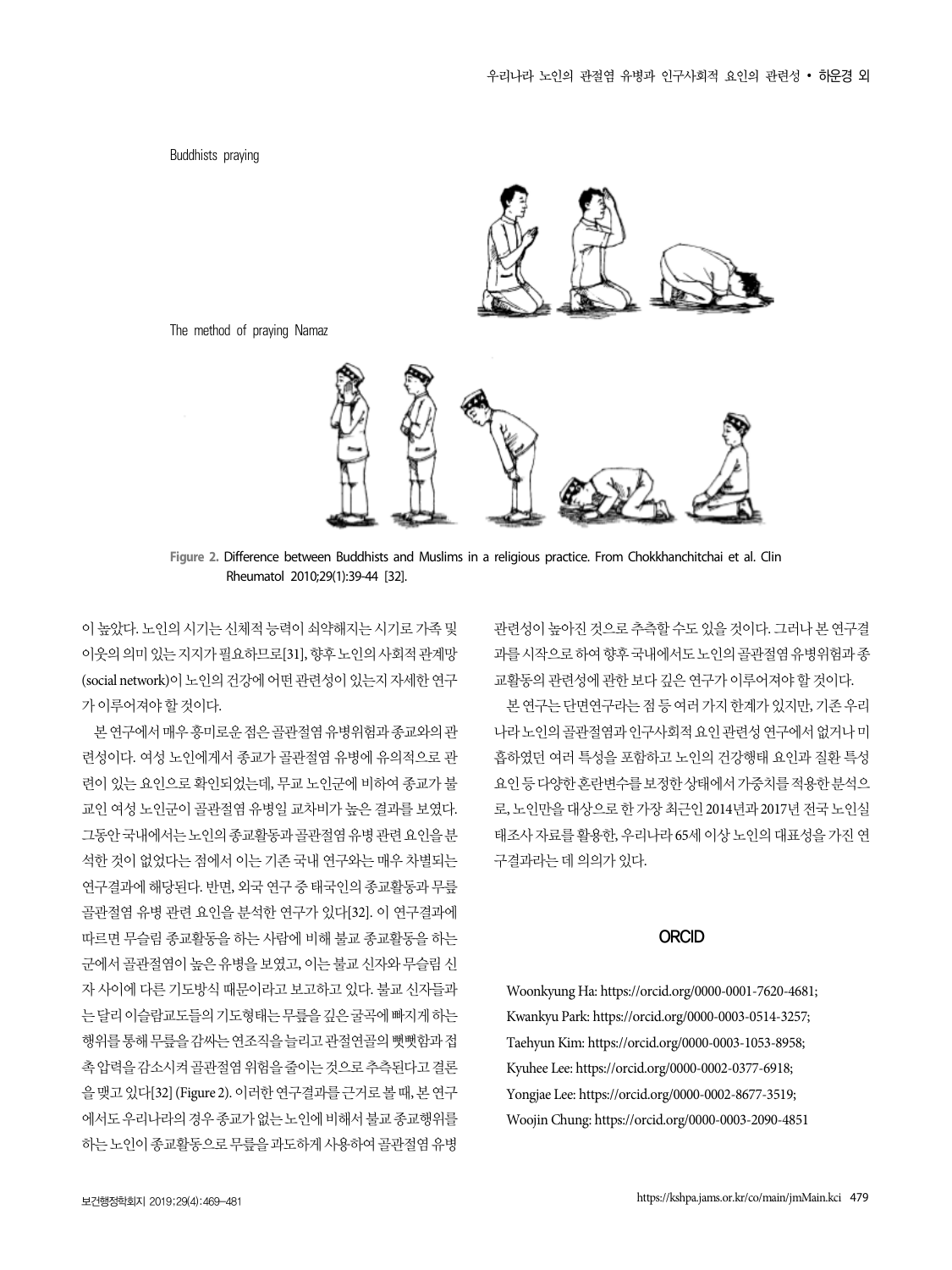Buddhists praying

The method of praying Namaz

**Figure 2.** Difference between Buddhists and Muslims in a religious practice. From Chokkhanchitchai et al. Clin Rheumatol 2010;29(1):39-44 [32].

이 높았다. 노인의 시기는 신체적 능력이 쇠약해지는 시기로 가족 및 이웃의 의미 있는 지지가 필요하므로[31], 향후 노인의 사회적 관계망(social network)이 노인의 건강에 어떤 관련성이 있는지 자세한 연구가 이루어져야 할 것이다.

본 연구에서 매우 흥미로운 점은 골관절염 유병위험과 종교와의 관련성이다. 여성 노인에게서 종교가 골관절염 유병에 유의적으로 관련이 있는 요인으로 확인되었는데, 무교 노인군에 비하여 종교가 불교인 여성 노인군이 골관절염 유병일 교차비가 높은 결과를 보였다. 그동안 국내에서는 노인의 종교활동과 골관절염 유병 관련 요인을 분석한 것이 없었다는 점에서 이는 기존 국내 연구와는 매우 차별되는 연구결과에 해당된다. 반면, 외국 연구 중 태국인의 종교활동과 무릎 골관절염 유병 관련 요인을 분석한 연구가 있다[32]. 이 연구결과에 따르면 무슬림 종교활동을 하는 사람에 비해 불교 종교활동을 하는 군에서 골관절염이 높은 유병을 보였고, 이는 불교 신자와 무슬림 신자 사이에 다른 기도방식 때문이라고 보고하고 있다. 불교 신자들과는 달리 이슬람교도들의 기도형태는 무릎을 깊은 굴곡에 빠지게 하는 행위를 통해 무릎을 감싸는 연조직을 늘리고 관절연골의 뻣뻣함과 접촉 압력을 감소시켜 골관절염 위험을 줄이는 것으로 추측된다고 결론을 맺고 있다[32] (Figure 2). 이러한 연구결과를 근거로 볼 때, 본 연구에서도 우리나라의 경우 종교가 없는 노인에 비해서 불교 종교행위를 하는 노인이 종교활동으로 무릎을 과도하게 사용하여 골관절염 유병 관련성이 높아진 것으로 추측할 수도 있을 것이다. 그러나 본 연구결과를 시작으로 하여 향후 국내에서도 노인의 골관절염 유병위험과 종교활동의 관련성에 관한 보다 깊은 연구가 이루어져야 할 것이다.

본 연구는 단면연구라는 점 등 여러 가지 한계가 있지만, 기존 우리나라 노인의 골관절염과 인구사회적 요인 관련성 연구에서 없거나 미흡하였던 여러 특성을 포함하고 노인의 건강행태 요인과 질환 특성 요인 등 다양한 혼란변수를 보정한 상태에서 가중치를 적용한 분석으로, 노인만을 대상으로 한 가장 최근인 2014년과 2017년 전국 노인실태조사 자료를 활용한, 우리나라 65세 이상 노인의 대표성을 가진 연구결과라는 데 의의가 있다.

## ORCID

Woonkyung Ha: https://orcid.org/0000-0001-7620-4681;
Kwankyu Park: https://orcid.org/0000-0003-0514-3257;
Taehyun Kim: https://orcid.org/0000-0003-1053-8958;
Kyuhee Lee: https://orcid.org/0000-0002-0377-6918;
Yongjae Lee: https://orcid.org/0000-0002-8677-3519;
Woojin Chung: https://orcid.org/0000-0003-2090-4851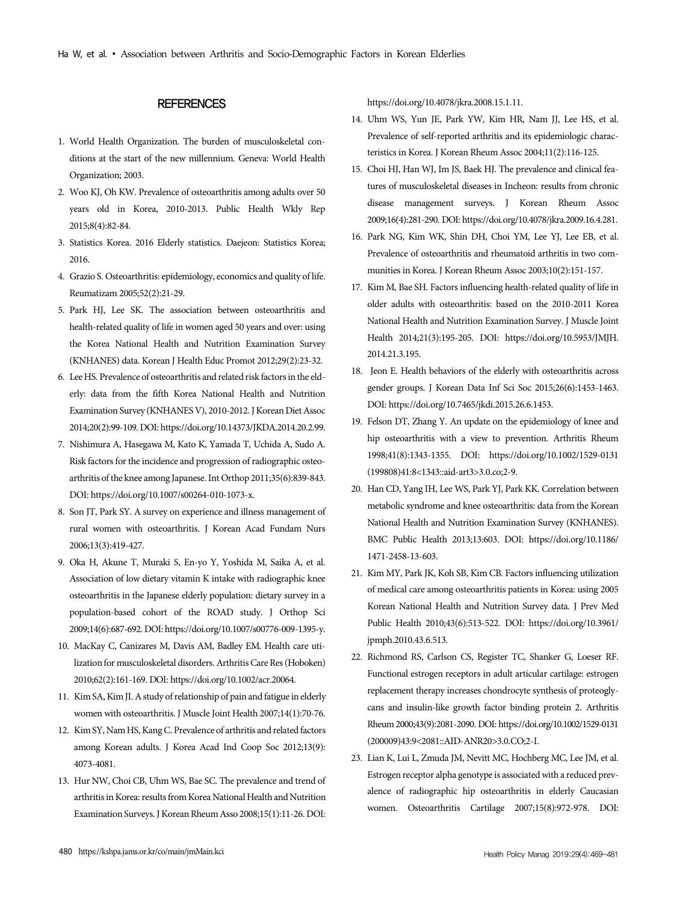## REFERENCES

1. World Health Organization. The burden of musculoskeletal conditions at the start of the new millennium. Geneva: World Health Organization; 2003.
2. Woo KJ, Oh KW. Prevalence of osteoarthritis among adults over 50 years old in Korea, 2010-2013. Public Health Wkly Rep 2015;8(4):82-84.
3. Statistics Korea. 2016 Elderly statistics. Daejeon: Statistics Korea; 2016.
4. Grazio S. Osteoarthritis: epidemiology, economics and quality of life. Reumatizam 2005;52(2):21-29.
5. Park HJ, Lee SK. The association between osteoarthritis and health-related quality of life in women aged 50 years and over: using the Korea National Health and Nutrition Examination Survey (KNHANES) data. Korean J Health Educ Promot 2012;29(2):23-32.
6. Lee HS. Prevalence of osteoarthritis and related risk factors in the elderly: data from the fifth Korea National Health and Nutrition Examination Survey (KNHANES V), 2010-2012. J Korean Diet Assoc 2014;20(2):99-109. DOI: https://doi.org/10.14373/JKDA.2014.20.2.99.
7. Nishimura A, Hasegawa M, Kato K, Yamada T, Uchida A, Sudo A. Risk factors for the incidence and progression of radiographic osteoarthritis of the knee among Japanese. Int Orthop 2011;35(6):839-843. DOI: https://doi.org/10.1007/s00264-010-1073-x.
8. Son JT, Park SY. A survey on experience and illness management of rural women with osteoarthritis. J Korean Acad Fundam Nurs 2006;13(3):419-427.
9. Oka H, Akune T, Muraki S, En-yo Y, Yoshida M, Saika A, et al. Association of low dietary vitamin K intake with radiographic knee osteoarthritis in the Japanese elderly population: dietary survey in a population-based cohort of the ROAD study. J Orthop Sci 2009;14(6):687-692. DOI: https://doi.org/10.1007/s00776-009-1395-y.
10. MacKay C, Canizares M, Davis AM, Badley EM. Health care utilization for musculoskeletal disorders. Arthritis Care Res (Hoboken) 2010;62(2):161-169. DOI: https://doi.org/10.1002/acr.20064.
11. Kim SA, Kim JI. A study of relationship of pain and fatigue in elderly women with osteoarthritis. J Muscle Joint Health 2007;14(1):70-76.
12. Kim SY, Nam HS, Kang C. Prevalence of arthritis and related factors among Korean adults. J Korea Acad Ind Coop Soc 2012;13(9):4073-4081.
13. Hur NW, Choi CB, Uhm WS, Bae SC. The prevalence and trend of arthritis in Korea: results from Korea National Health and Nutrition Examination Surveys. J Korean Rheum Asso 2008;15(1):11-26. DOI: https://doi.org/10.4078/jkra.2008.15.1.11.
14. Uhm WS, Yun JE, Park YW, Kim HR, Nam JJ, Lee HS, et al. Prevalence of self-reported arthritis and its epidemiologic characteristics in Korea. J Korean Rheum Assoc 2004;11(2):116-125.
15. Choi HJ, Han WJ, Im JS, Baek HJ. The prevalence and clinical features of musculoskeletal diseases in Incheon: results from chronic disease management surveys. J Korean Rheum Assoc 2009;16(4):281-290. DOI: https://doi.org/10.4078/jkra.2009.16.4.281.
16. Park NG, Kim WK, Shin DH, Choi YM, Lee YJ, Lee EB, et al. Prevalence of osteoarthritis and rheumatoid arthritis in two communities in Korea. J Korean Rheum Assoc 2003;10(2):151-157.
17. Kim M, Bae SH. Factors influencing health-related quality of life in older adults with osteoarthritis: based on the 2010-2011 Korea National Health and Nutrition Examination Survey. J Muscle Joint Health 2014;21(3):195-205. DOI: https://doi.org/10.5953/JMJH.2014.21.3.195.
18. Jeon E. Health behaviors of the elderly with osteoarthritis across gender groups. J Korean Data Inf Sci Soc 2015;26(6):1453-1463. DOI: https://doi.org/10.7465/jkdi.2015.26.6.1453.
19. Felson DT, Zhang Y. An update on the epidemiology of knee and hip osteoarthritis with a view to prevention. Arthritis Rheum 1998;41(8):1343-1355. DOI: https://doi.org/10.1002/1529-0131(199808)41:8<1343::aid-art3>3.0.co;2-9.
20. Han CD, Yang IH, Lee WS, Park YJ, Park KK. Correlation between metabolic syndrome and knee osteoarthritis: data from the Korean National Health and Nutrition Examination Survey (KNHANES). BMC Public Health 2013;13:603. DOI: https://doi.org/10.1186/1471-2458-13-603.
21. Kim MY, Park JK, Koh SB, Kim CB. Factors influencing utilization of medical care among osteoarthritis patients in Korea: using 2005 Korean National Health and Nutrition Survey data. J Prev Med Public Health 2010;43(6):513-522. DOI: https://doi.org/10.3961/jpmph.2010.43.6.513.
22. Richmond RS, Carlson CS, Register TC, Shanker G, Loeser RF. Functional estrogen receptors in adult articular cartilage: estrogen replacement therapy increases chondrocyte synthesis of proteoglycans and insulin-like growth factor binding protein 2. Arthritis Rheum 2000;43(9):2081-2090. DOI: https://doi.org/10.1002/1529-0131(200009)43:9<2081::AID-ANR20>3.0.CO;2-I.
23. Lian K, Lui L, Zmuda JM, Nevitt MC, Hochberg MC, Lee JM, et al. Estrogen receptor alpha genotype is associated with a reduced prevalence of radiographic hip osteoarthritis in elderly Caucasian women. Osteoarthritis Cartilage 2007;15(8):972-978. DOI: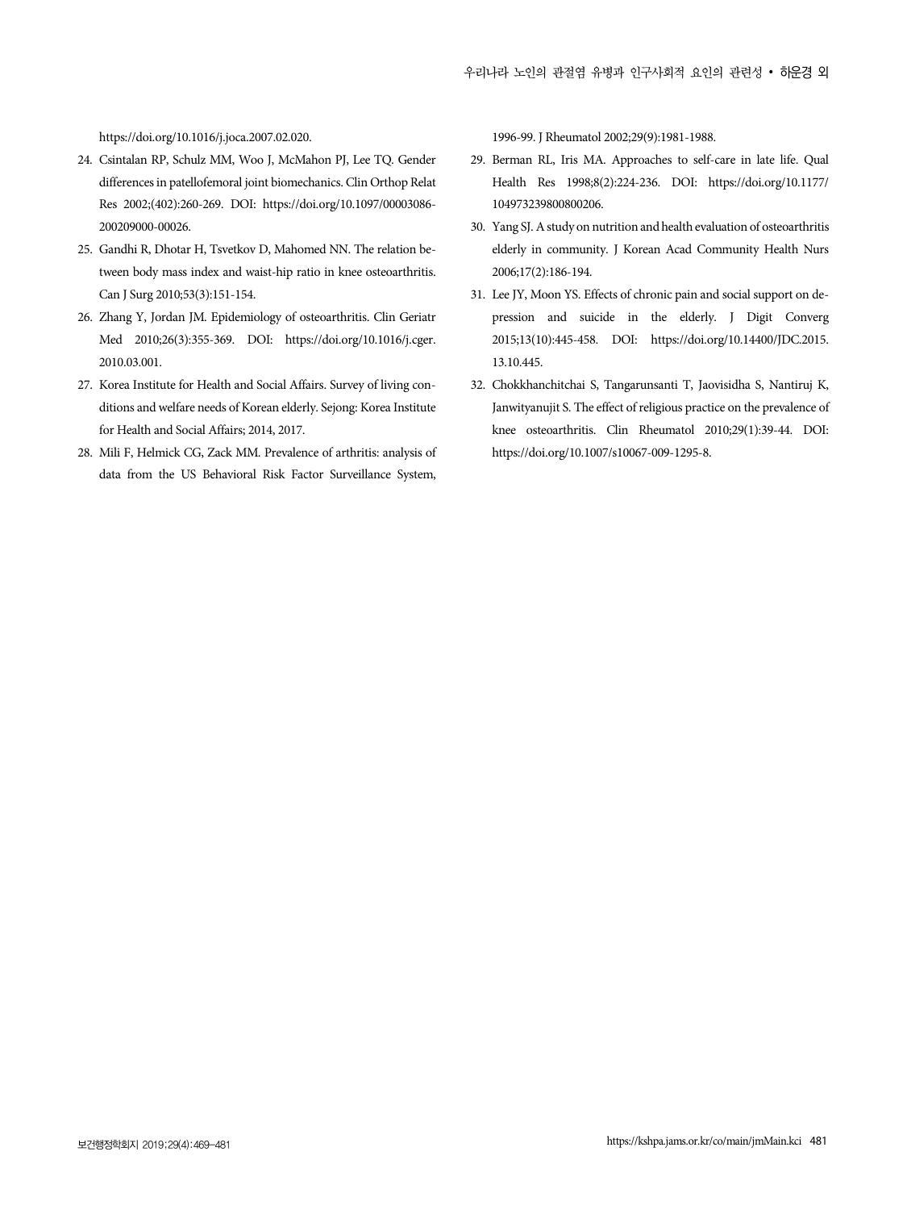https://doi.org/10.1016/j.joca.2007.02.020.

24. Csintalan RP, Schulz MM, Woo J, McMahon PJ, Lee TQ. Gender differences in patellofemoral joint biomechanics. Clin Orthop Relat Res 2002;(402):260-269. DOI: https://doi.org/10.1097/00003086-200209000-00026.
25. Gandhi R, Dhotar H, Tsvetkov D, Mahomed NN. The relation between body mass index and waist-hip ratio in knee osteoarthritis. Can J Surg 2010;53(3):151-154.
26. Zhang Y, Jordan JM. Epidemiology of osteoarthritis. Clin Geriatr Med 2010;26(3):355-369. DOI: https://doi.org/10.1016/j.cger.2010.03.001.
27. Korea Institute for Health and Social Affairs. Survey of living conditions and welfare needs of Korean elderly. Sejong: Korea Institute for Health and Social Affairs; 2014, 2017.
28. Mili F, Helmick CG, Zack MM. Prevalence of arthritis: analysis of data from the US Behavioral Risk Factor Surveillance System, 1996-99. J Rheumatol 2002;29(9):1981-1988.
29. Berman RL, Iris MA. Approaches to self-care in late life. Qual Health Res 1998;8(2):224-236. DOI: https://doi.org/10.1177/104973239800800206.
30. Yang SJ. A study on nutrition and health evaluation of osteoarthritis elderly in community. J Korean Acad Community Health Nurs 2006;17(2):186-194.
31. Lee JY, Moon YS. Effects of chronic pain and social support on depression and suicide in the elderly. J Digit Converg 2015;13(10):445-458. DOI: https://doi.org/10.14400/JDC.2015.13.10.445.
32. Chokkhanchitchai S, Tangarunsanti T, Jaovisidha S, Nantiruj K, Janwityanujit S. The effect of religious practice on the prevalence of knee osteoarthritis. Clin Rheumatol 2010;29(1):39-44. DOI: https://doi.org/10.1007/s10067-009-1295-8.